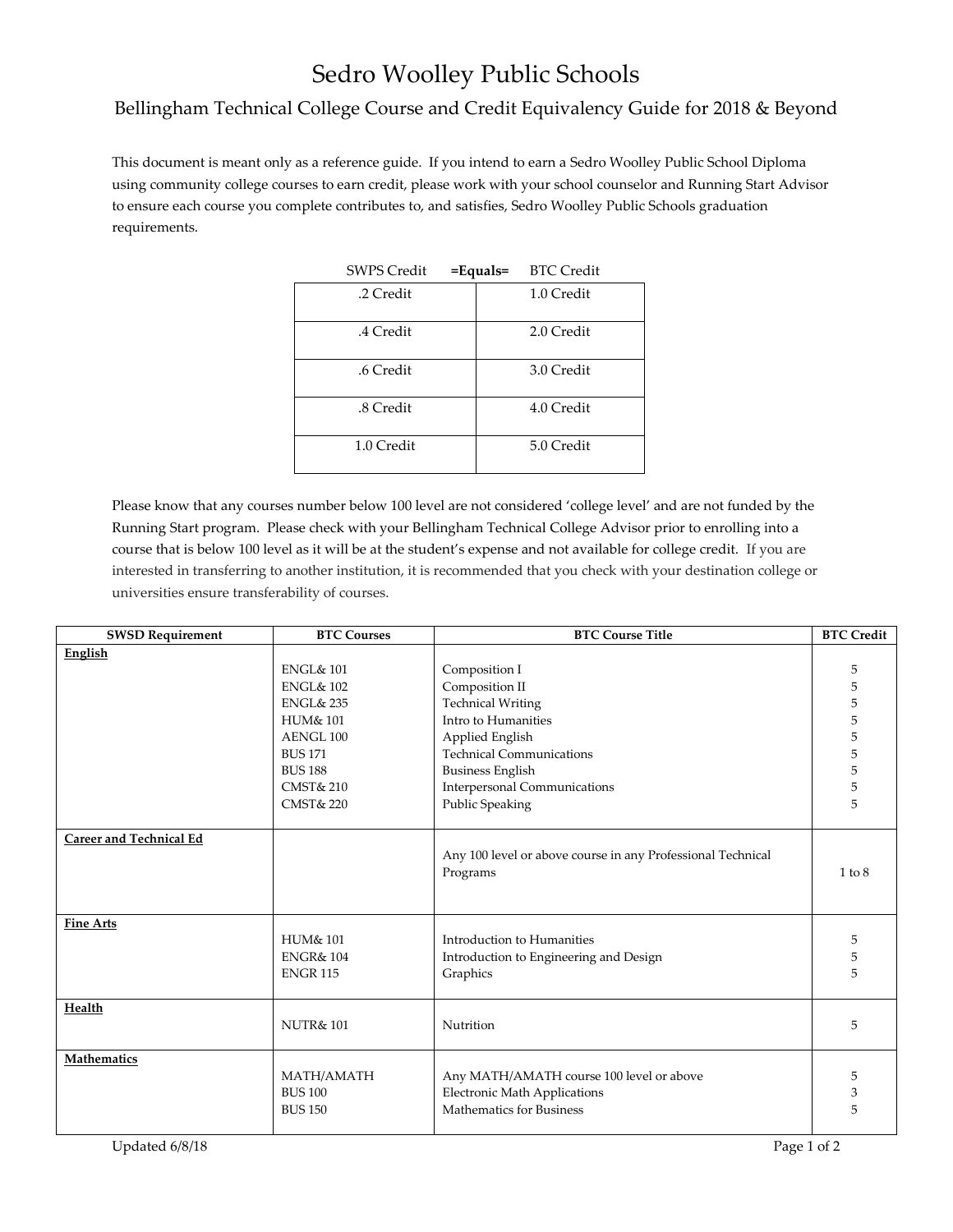# Sedro Woolley Public Schools

## Bellingham Technical College Course and Credit Equivalency Guide for 2018 & Beyond

This document is meant only as a reference guide. If you intend to earn a Sedro Woolley Public School Diploma using community college courses to earn credit, please work with your school counselor and Running Start Advisor to ensure each course you complete contributes to, and satisfies, Sedro Woolley Public Schools graduation requirements.

| SWPS Credit =Equals= | BTC Credit |
|---|---|
| .2 Credit | 1.0 Credit |
| .4 Credit | 2.0 Credit |
| .6 Credit | 3.0 Credit |
| .8 Credit | 4.0 Credit |
| 1.0 Credit | 5.0 Credit |

Please know that any courses number below 100 level are not considered 'college level' and are not funded by the Running Start program. Please check with your Bellingham Technical College Advisor prior to enrolling into a course that is below 100 level as it will be at the student's expense and not available for college credit. If you are interested in transferring to another institution, it is recommended that you check with your destination college or universities ensure transferability of courses.

| SWSD Requirement | BTC Courses | BTC Course Title | BTC Credit |
|---|---|---|---|
| **English** | | | |
| | ENGL& 101 | Composition I | 5 |
| | ENGL& 102 | Composition II | 5 |
| | ENGL& 235 | Technical Writing | 5 |
| | HUM& 101 | Intro to Humanities | 5 |
| | AENGL 100 | Applied English | 5 |
| | BUS 171 | Technical Communications | 5 |
| | BUS 188 | Business English | 5 |
| | CMST& 210 | Interpersonal Communications | 5 |
| | CMST& 220 | Public Speaking | 5 |
| **Career and Technical Ed** | | Any 100 level or above course in any Professional Technical Programs | 1 to 8 |
| **Fine Arts** | | | |
| | HUM& 101 | Introduction to Humanities | 5 |
| | ENGR& 104 | Introduction to Engineering and Design | 5 |
| | ENGR 115 | Graphics | 5 |
| **Health** | NUTR& 101 | Nutrition | 5 |
| **Mathematics** | | | |
| | MATH/AMATH | Any MATH/AMATH course 100 level or above | 5 |
| | BUS 100 | Electronic Math Applications | 3 |
| | BUS 150 | Mathematics for Business | 5 |

Updated 6/8/18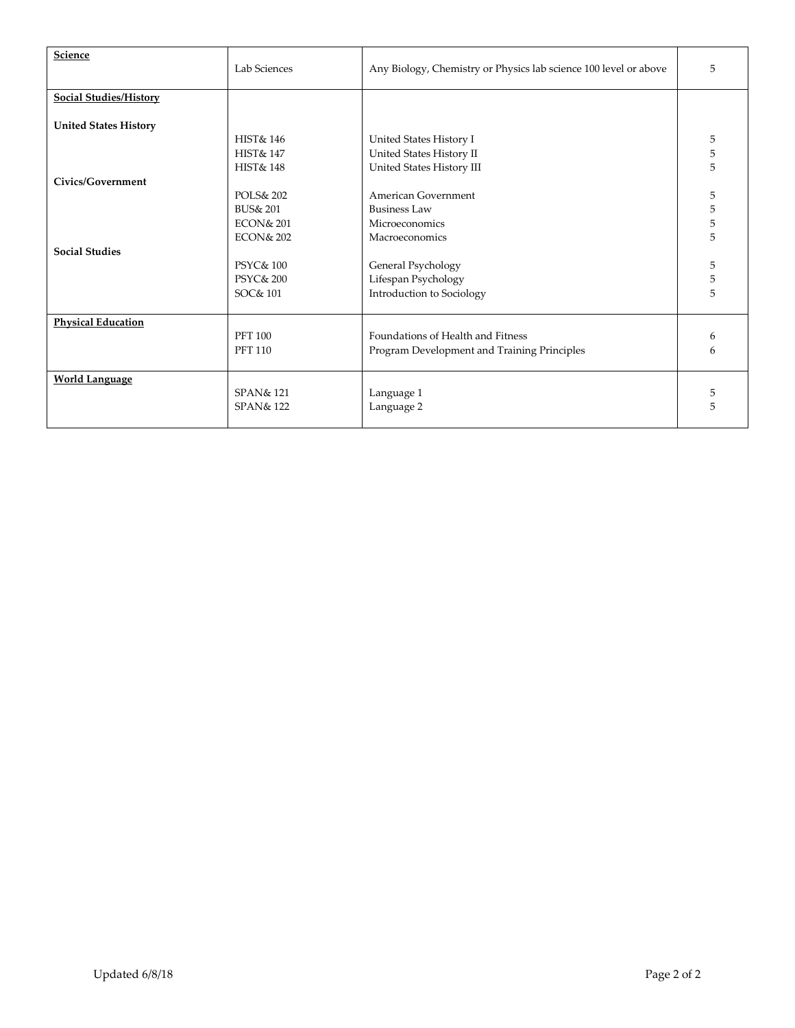| | | | |
|---|---|---|---|
| **Science** | Lab Sciences | Any Biology, Chemistry or Physics lab science 100 level or above | 5 |
| **Social Studies/History** | | | |
| **United States History** | HIST& 146 | United States History I | 5 |
| | HIST& 147 | United States History II | 5 |
| | HIST& 148 | United States History III | 5 |
| **Civics/Government** | POLS& 202 | American Government | 5 |
| | BUS& 201 | Business Law | 5 |
| | ECON& 201 | Microeconomics | 5 |
| | ECON& 202 | Macroeconomics | 5 |
| **Social Studies** | PSYC& 100 | General Psychology | 5 |
| | PSYC& 200 | Lifespan Psychology | 5 |
| | SOC& 101 | Introduction to Sociology | 5 |
| **Physical Education** | PFT 100 | Foundations of Health and Fitness | 6 |
| | PFT 110 | Program Development and Training Principles | 6 |
| **World Language** | SPAN& 121 | Language 1 | 5 |
| | SPAN& 122 | Language 2 | 5 |

Updated 6/8/18